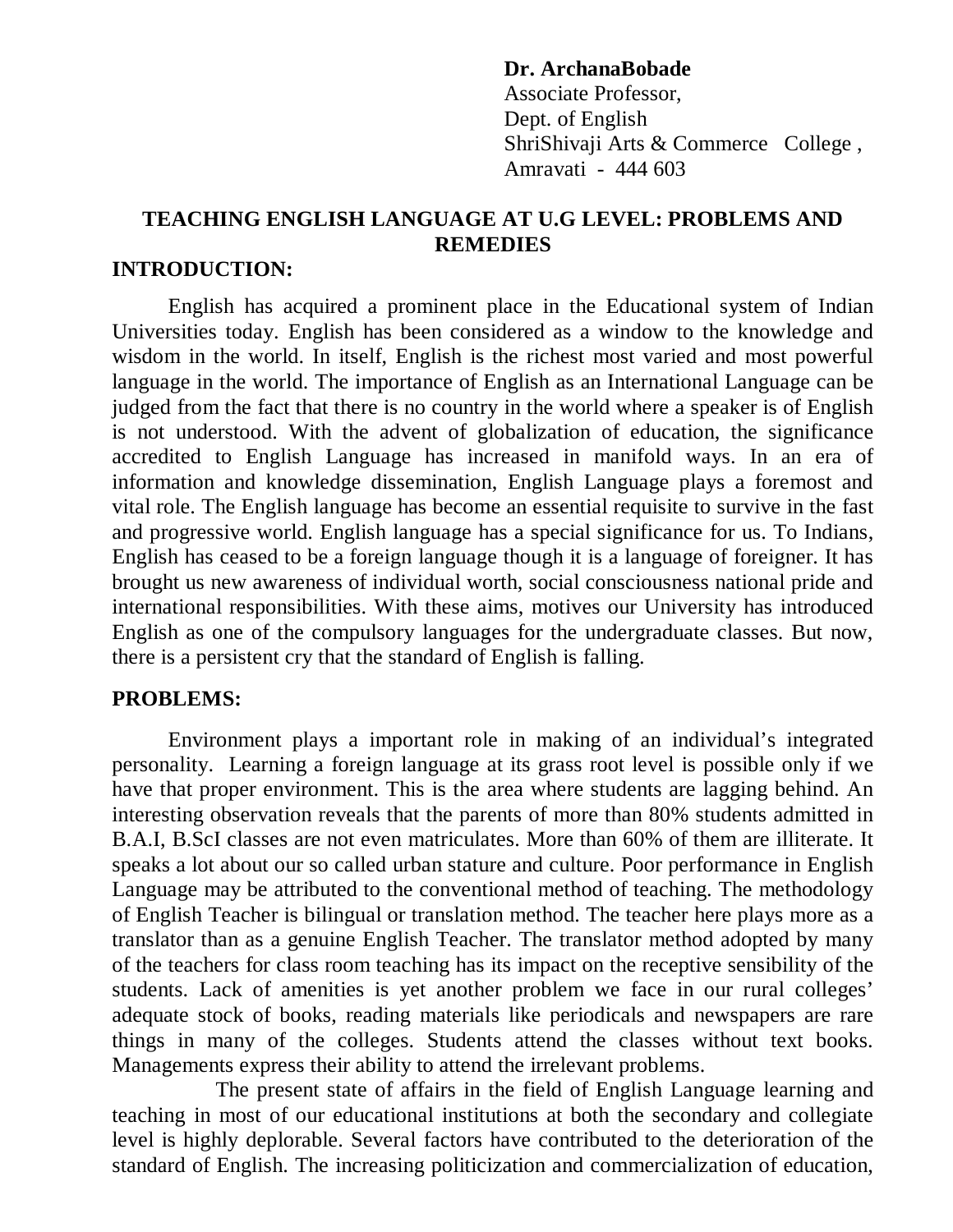**Dr. ArchanaBobade**
Associate Professor,
Dept. of English
ShriShivaji Arts & Commerce College ,
Amravati - 444 603

# TEACHING ENGLISH LANGUAGE AT U.G LEVEL: PROBLEMS AND REMEDIES

## INTRODUCTION:

English has acquired a prominent place in the Educational system of Indian Universities today. English has been considered as a window to the knowledge and wisdom in the world. In itself, English is the richest most varied and most powerful language in the world. The importance of English as an International Language can be judged from the fact that there is no country in the world where a speaker is of English is not understood. With the advent of globalization of education, the significance accredited to English Language has increased in manifold ways. In an era of information and knowledge dissemination, English Language plays a foremost and vital role. The English language has become an essential requisite to survive in the fast and progressive world. English language has a special significance for us. To Indians, English has ceased to be a foreign language though it is a language of foreigner. It has brought us new awareness of individual worth, social consciousness national pride and international responsibilities. With these aims, motives our University has introduced English as one of the compulsory languages for the undergraduate classes. But now, there is a persistent cry that the standard of English is falling.

## PROBLEMS:

Environment plays a important role in making of an individual's integrated personality. Learning a foreign language at its grass root level is possible only if we have that proper environment. This is the area where students are lagging behind. An interesting observation reveals that the parents of more than 80% students admitted in B.A.I, B.ScI classes are not even matriculates. More than 60% of them are illiterate. It speaks a lot about our so called urban stature and culture. Poor performance in English Language may be attributed to the conventional method of teaching. The methodology of English Teacher is bilingual or translation method. The teacher here plays more as a translator than as a genuine English Teacher. The translator method adopted by many of the teachers for class room teaching has its impact on the receptive sensibility of the students. Lack of amenities is yet another problem we face in our rural colleges' adequate stock of books, reading materials like periodicals and newspapers are rare things in many of the colleges. Students attend the classes without text books. Managements express their ability to attend the irrelevant problems.

The present state of affairs in the field of English Language learning and teaching in most of our educational institutions at both the secondary and collegiate level is highly deplorable. Several factors have contributed to the deterioration of the standard of English. The increasing politicization and commercialization of education,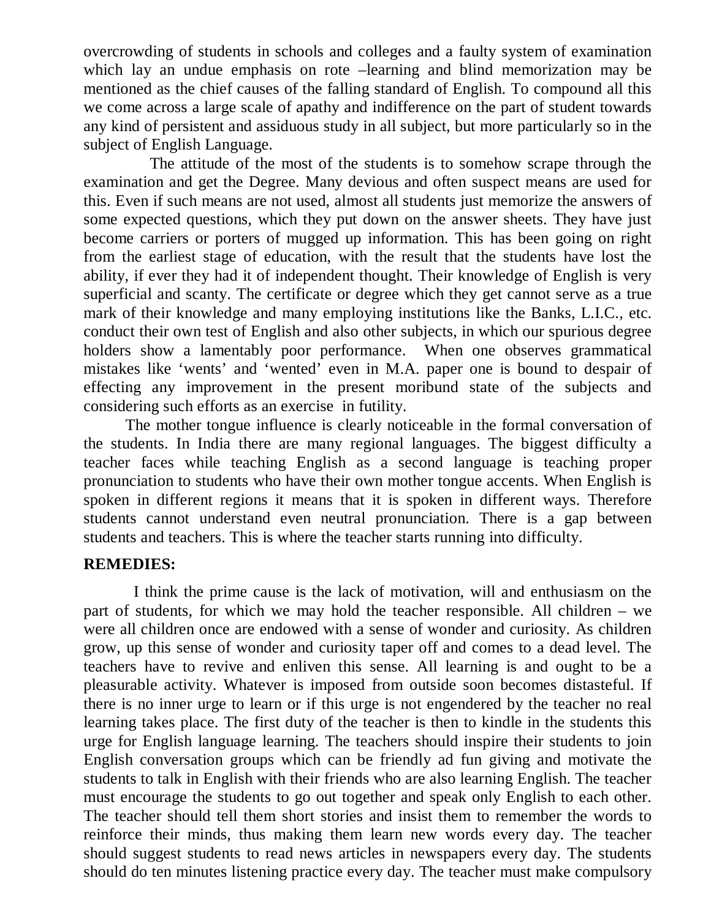overcrowding of students in schools and colleges and a faulty system of examination which lay an undue emphasis on rote –learning and blind memorization may be mentioned as the chief causes of the falling standard of English. To compound all this we come across a large scale of apathy and indifference on the part of student towards any kind of persistent and assiduous study in all subject, but more particularly so in the subject of English Language.

The attitude of the most of the students is to somehow scrape through the examination and get the Degree. Many devious and often suspect means are used for this. Even if such means are not used, almost all students just memorize the answers of some expected questions, which they put down on the answer sheets. They have just become carriers or porters of mugged up information. This has been going on right from the earliest stage of education, with the result that the students have lost the ability, if ever they had it of independent thought. Their knowledge of English is very superficial and scanty. The certificate or degree which they get cannot serve as a true mark of their knowledge and many employing institutions like the Banks, L.I.C., etc. conduct their own test of English and also other subjects, in which our spurious degree holders show a lamentably poor performance. When one observes grammatical mistakes like 'wents' and 'wented' even in M.A. paper one is bound to despair of effecting any improvement in the present moribund state of the subjects and considering such efforts as an exercise in futility.

The mother tongue influence is clearly noticeable in the formal conversation of the students. In India there are many regional languages. The biggest difficulty a teacher faces while teaching English as a second language is teaching proper pronunciation to students who have their own mother tongue accents. When English is spoken in different regions it means that it is spoken in different ways. Therefore students cannot understand even neutral pronunciation. There is a gap between students and teachers. This is where the teacher starts running into difficulty.

**REMEDIES:**

I think the prime cause is the lack of motivation, will and enthusiasm on the part of students, for which we may hold the teacher responsible. All children – we were all children once are endowed with a sense of wonder and curiosity. As children grow, up this sense of wonder and curiosity taper off and comes to a dead level. The teachers have to revive and enliven this sense. All learning is and ought to be a pleasurable activity. Whatever is imposed from outside soon becomes distasteful. If there is no inner urge to learn or if this urge is not engendered by the teacher no real learning takes place. The first duty of the teacher is then to kindle in the students this urge for English language learning. The teachers should inspire their students to join English conversation groups which can be friendly ad fun giving and motivate the students to talk in English with their friends who are also learning English. The teacher must encourage the students to go out together and speak only English to each other. The teacher should tell them short stories and insist them to remember the words to reinforce their minds, thus making them learn new words every day. The teacher should suggest students to read news articles in newspapers every day. The students should do ten minutes listening practice every day. The teacher must make compulsory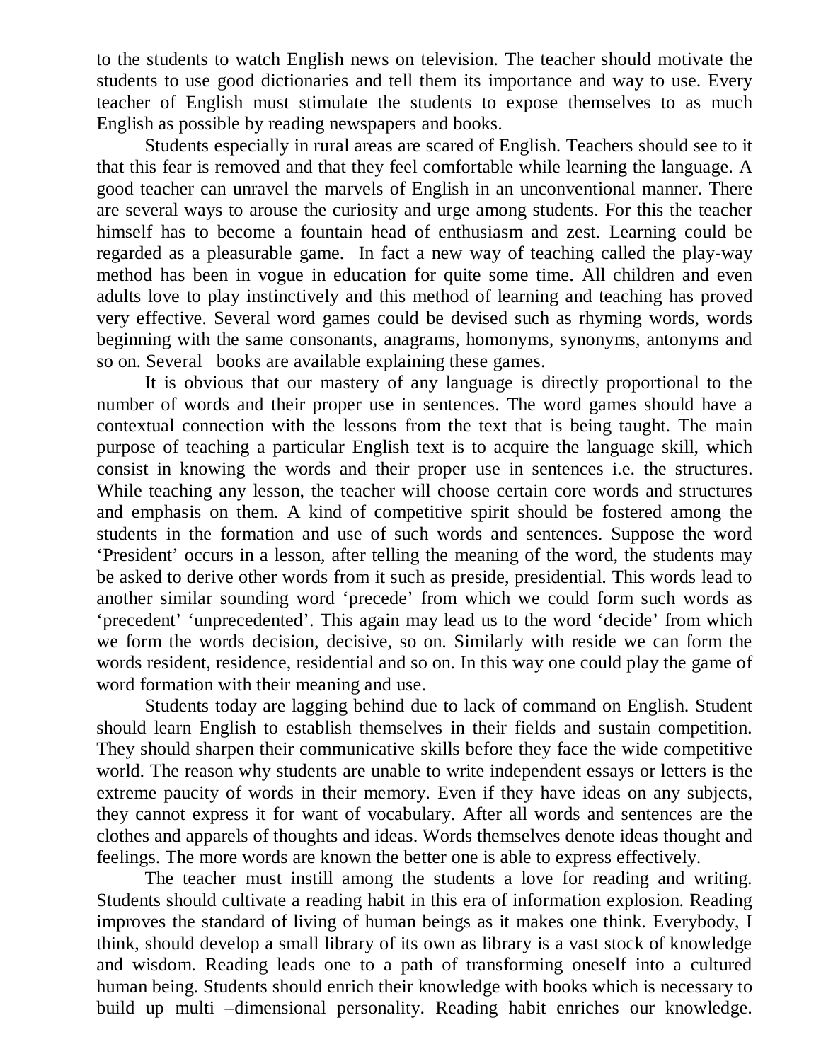to the students to watch English news on television. The teacher should motivate the students to use good dictionaries and tell them its importance and way to use. Every teacher of English must stimulate the students to expose themselves to as much English as possible by reading newspapers and books.

Students especially in rural areas are scared of English. Teachers should see to it that this fear is removed and that they feel comfortable while learning the language. A good teacher can unravel the marvels of English in an unconventional manner. There are several ways to arouse the curiosity and urge among students. For this the teacher himself has to become a fountain head of enthusiasm and zest. Learning could be regarded as a pleasurable game. In fact a new way of teaching called the play-way method has been in vogue in education for quite some time. All children and even adults love to play instinctively and this method of learning and teaching has proved very effective. Several word games could be devised such as rhyming words, words beginning with the same consonants, anagrams, homonyms, synonyms, antonyms and so on. Several books are available explaining these games.

It is obvious that our mastery of any language is directly proportional to the number of words and their proper use in sentences. The word games should have a contextual connection with the lessons from the text that is being taught. The main purpose of teaching a particular English text is to acquire the language skill, which consist in knowing the words and their proper use in sentences i.e. the structures. While teaching any lesson, the teacher will choose certain core words and structures and emphasis on them. A kind of competitive spirit should be fostered among the students in the formation and use of such words and sentences. Suppose the word 'President' occurs in a lesson, after telling the meaning of the word, the students may be asked to derive other words from it such as preside, presidential. This words lead to another similar sounding word 'precede' from which we could form such words as 'precedent' 'unprecedented'. This again may lead us to the word 'decide' from which we form the words decision, decisive, so on. Similarly with reside we can form the words resident, residence, residential and so on. In this way one could play the game of word formation with their meaning and use.

Students today are lagging behind due to lack of command on English. Student should learn English to establish themselves in their fields and sustain competition. They should sharpen their communicative skills before they face the wide competitive world. The reason why students are unable to write independent essays or letters is the extreme paucity of words in their memory. Even if they have ideas on any subjects, they cannot express it for want of vocabulary. After all words and sentences are the clothes and apparels of thoughts and ideas. Words themselves denote ideas thought and feelings. The more words are known the better one is able to express effectively.

The teacher must instill among the students a love for reading and writing. Students should cultivate a reading habit in this era of information explosion. Reading improves the standard of living of human beings as it makes one think. Everybody, I think, should develop a small library of its own as library is a vast stock of knowledge and wisdom. Reading leads one to a path of transforming oneself into a cultured human being. Students should enrich their knowledge with books which is necessary to build up multi –dimensional personality. Reading habit enriches our knowledge.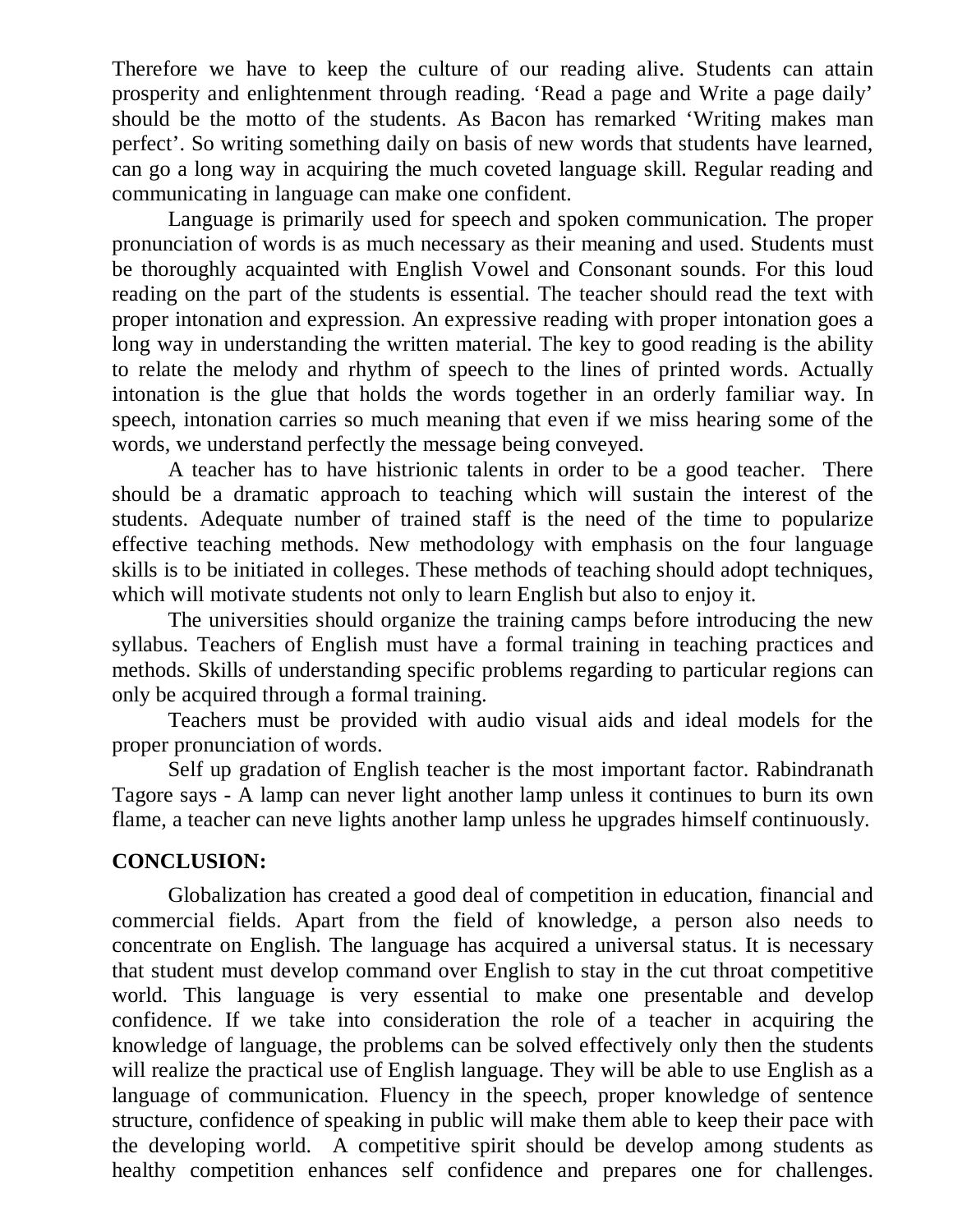Therefore we have to keep the culture of our reading alive. Students can attain prosperity and enlightenment through reading. 'Read a page and Write a page daily' should be the motto of the students. As Bacon has remarked 'Writing makes man perfect'. So writing something daily on basis of new words that students have learned, can go a long way in acquiring the much coveted language skill. Regular reading and communicating in language can make one confident.

Language is primarily used for speech and spoken communication. The proper pronunciation of words is as much necessary as their meaning and used. Students must be thoroughly acquainted with English Vowel and Consonant sounds. For this loud reading on the part of the students is essential. The teacher should read the text with proper intonation and expression. An expressive reading with proper intonation goes a long way in understanding the written material. The key to good reading is the ability to relate the melody and rhythm of speech to the lines of printed words. Actually intonation is the glue that holds the words together in an orderly familiar way. In speech, intonation carries so much meaning that even if we miss hearing some of the words, we understand perfectly the message being conveyed.

A teacher has to have histrionic talents in order to be a good teacher. There should be a dramatic approach to teaching which will sustain the interest of the students. Adequate number of trained staff is the need of the time to popularize effective teaching methods. New methodology with emphasis on the four language skills is to be initiated in colleges. These methods of teaching should adopt techniques, which will motivate students not only to learn English but also to enjoy it.

The universities should organize the training camps before introducing the new syllabus. Teachers of English must have a formal training in teaching practices and methods. Skills of understanding specific problems regarding to particular regions can only be acquired through a formal training.

Teachers must be provided with audio visual aids and ideal models for the proper pronunciation of words.

Self up gradation of English teacher is the most important factor. Rabindranath Tagore says - A lamp can never light another lamp unless it continues to burn its own flame, a teacher can neve lights another lamp unless he upgrades himself continuously.

**CONCLUSION:**

Globalization has created a good deal of competition in education, financial and commercial fields. Apart from the field of knowledge, a person also needs to concentrate on English. The language has acquired a universal status. It is necessary that student must develop command over English to stay in the cut throat competitive world. This language is very essential to make one presentable and develop confidence. If we take into consideration the role of a teacher in acquiring the knowledge of language, the problems can be solved effectively only then the students will realize the practical use of English language. They will be able to use English as a language of communication. Fluency in the speech, proper knowledge of sentence structure, confidence of speaking in public will make them able to keep their pace with the developing world. A competitive spirit should be develop among students as healthy competition enhances self confidence and prepares one for challenges.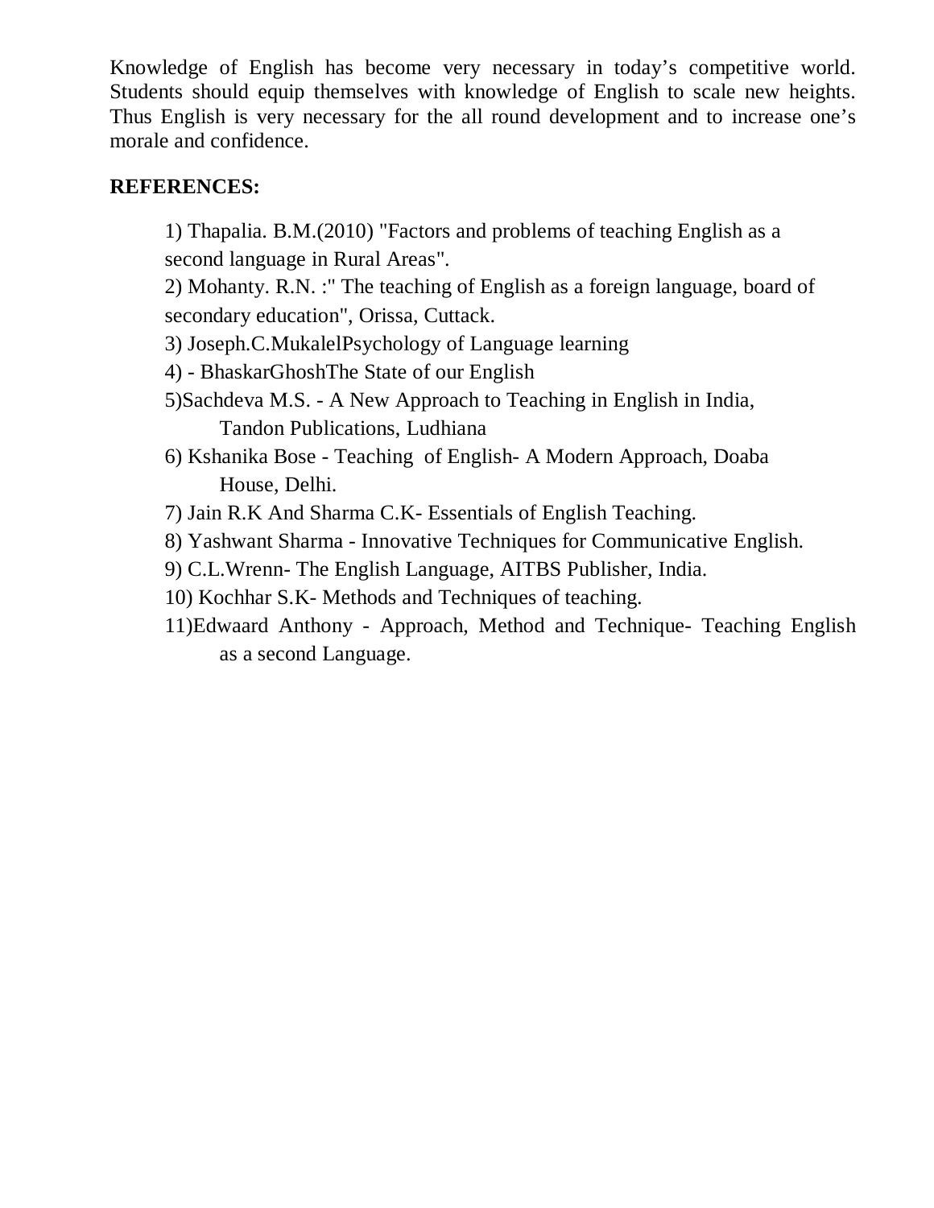Knowledge of English has become very necessary in today's competitive world. Students should equip themselves with knowledge of English to scale new heights. Thus English is very necessary for the all round development and to increase one's morale and confidence.

**REFERENCES:**

1) Thapalia. B.M.(2010) "Factors and problems of teaching English as a second language in Rural Areas".

2) Mohanty. R.N. :" The teaching of English as a foreign language, board of secondary education", Orissa, Cuttack.

3) Joseph.C.MukalelPsychology of Language learning

4) - BhaskarGhoshThe State of our English

5)Sachdeva M.S. - A New Approach to Teaching in English in India, Tandon Publications, Ludhiana

6) Kshanika Bose - Teaching of English- A Modern Approach, Doaba House, Delhi.

7) Jain R.K And Sharma C.K- Essentials of English Teaching.

8) Yashwant Sharma - Innovative Techniques for Communicative English.

9) C.L.Wrenn- The English Language, AITBS Publisher, India.

10) Kochhar S.K- Methods and Techniques of teaching.

11)Edwaard Anthony - Approach, Method and Technique- Teaching English as a second Language.